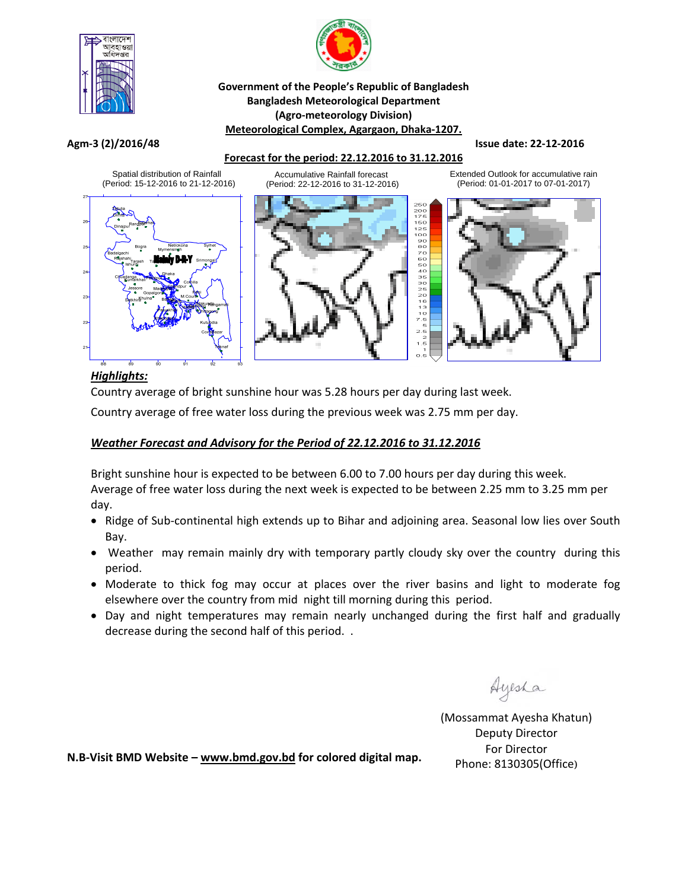**Government of the People's Republic of Bangladesh**
**Bangladesh Meteorological Department**
**(Agro-meteorology Division)**
**Meteorological Complex, Agargaon, Dhaka-1207.**

**Agm-3 (2)/2016/48** **Issue date: 22-12-2016**

**Forecast for the period: 22.12.2016 to 31.12.2016**

Spatial distribution of Rainfall (Period: 15-12-2016 to 21-12-2016)

Accumulative Rainfall forecast (Period: 22-12-2016 to 31-12-2016)

Extended Outlook for accumulative rain (Period: 01-01-2017 to 07-01-2017)

***Highlights:***

Country average of bright sunshine hour was 5.28 hours per day during last week.

Country average of free water loss during the previous week was 2.75 mm per day.

***Weather Forecast and Advisory for the Period of 22.12.2016 to 31.12.2016***

Bright sunshine hour is expected to be between 6.00 to 7.00 hours per day during this week.
Average of free water loss during the next week is expected to be between 2.25 mm to 3.25 mm per day.

- Ridge of Sub-continental high extends up to Bihar and adjoining area. Seasonal low lies over South Bay.
- Weather may remain mainly dry with temporary partly cloudy sky over the country during this period.
- Moderate to thick fog may occur at places over the river basins and light to moderate fog elsewhere over the country from mid night till morning during this period.
- Day and night temperatures may remain nearly unchanged during the first half and gradually decrease during the second half of this period. .

(Mossammat Ayesha Khatun)
Deputy Director
For Director
Phone: 8130305(Office)

**N.B-Visit BMD Website – www.bmd.gov.bd for colored digital map.**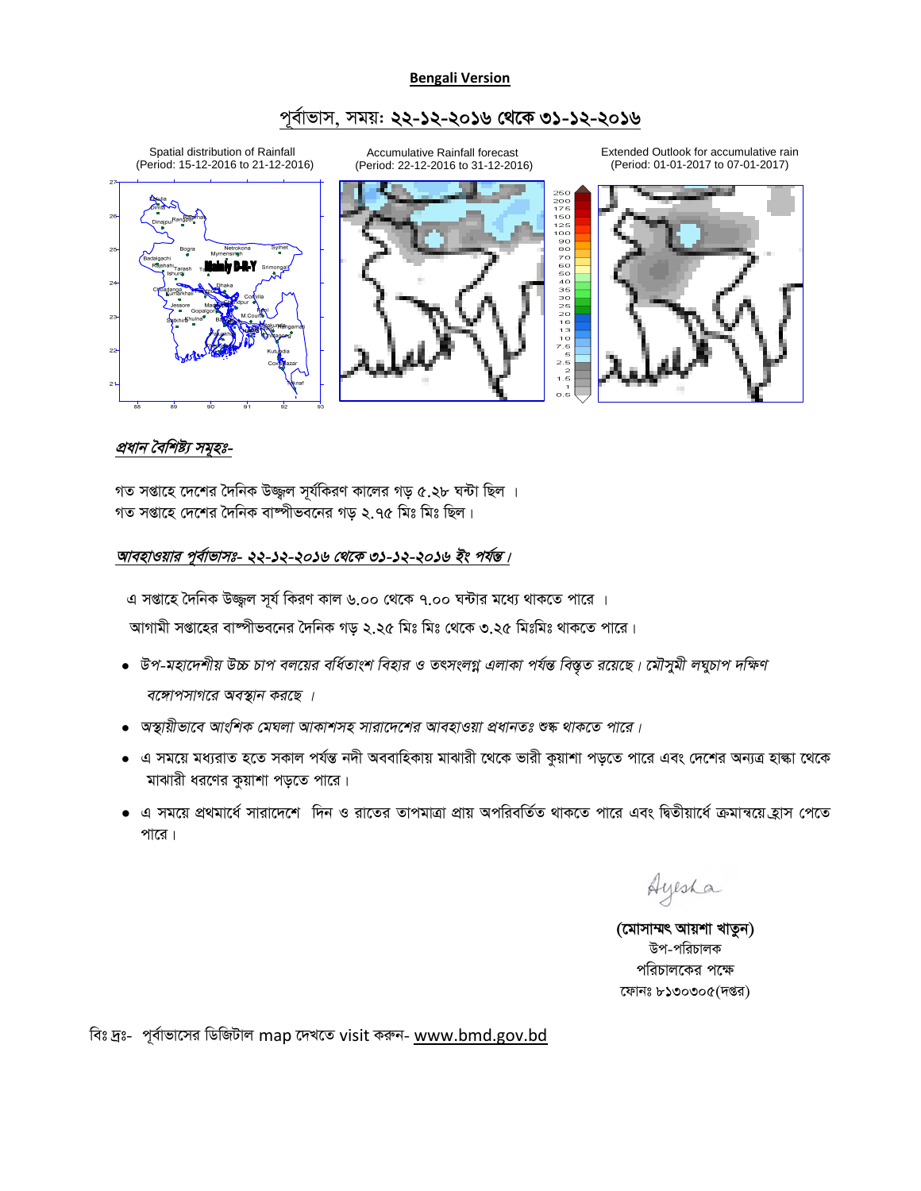**Bengali Version**

## পূর্বাভাস, সময়: ২২-১২-২০১৬ থেকে ৩১-১২-২০১৬

Spatial distribution of Rainfall (Period: 15-12-2016 to 21-12-2016)

Accumulative Rainfall forecast (Period: 22-12-2016 to 31-12-2016)

Extended Outlook for accumulative rain (Period: 01-01-2017 to 07-01-2017)

***প্রধান বৈশিষ্ট্য সমূহঃ-***

গত সপ্তাহে দেশের দৈনিক উজ্জ্বল সূর্যকিরণ কালের গড় ৫.২৮ ঘন্টা ছিল ।
গত সপ্তাহে দেশের দৈনিক বাষ্পীভবনের গড় ২.৭৫ মিঃ মিঃ ছিল।

***আবহাওয়ার পূর্বাভাসঃ- ২২-১২-২০১৬ থেকে ৩১-১২-২০১৬ ইং পর্যন্ত।***

এ সপ্তাহে দৈনিক উজ্জ্বল সূর্য কিরণ কাল ৬.০০ থেকে ৭.০০ ঘন্টার মধ্যে থাকতে পারে ।
আগামী সপ্তাহের বাষ্পীভবনের দৈনিক গড় ২.২৫ মিঃ মিঃ থেকে ৩.২৫ মিঃমিঃ থাকতে পারে।

- *উপ-মহাদেশীয় উচ্চ চাপ বলয়ের বর্ধিতাংশ বিহার ও তৎসংলগ্ন এলাকা পর্যন্ত বিস্তৃত রয়েছে। মৌসুমী লঘুচাপ দক্ষিণ বঙ্গোপসাগরে অবস্থান করছে ।*
- *অস্থায়ীভাবে আংশিক মেঘলা আকাশসহ সারাদেশের আবহাওয়া প্রধানতঃ শুষ্ক থাকতে পারে।*
- এ সময়ে মধ্যরাত হতে সকাল পর্যন্ত নদী অববাহিকায় মাঝারী থেকে ভারী কুয়াশা পড়তে পারে এবং দেশের অন্যত্র হাল্কা থেকে মাঝারী ধরণের কুয়াশা পড়তে পারে।
- এ সময়ে প্রথমার্ধে সারাদেশে দিন ও রাতের তাপমাত্রা প্রায় অপরিবর্তিত থাকতে পারে এবং দ্বিতীয়ার্ধে ক্রমান্বয়ে হ্রাস পেতে পারে।

Ayesha

**(মোসাম্মৎ আয়শা খাতুন)**
উপ-পরিচালক
পরিচালকের পক্ষে
ফোনঃ ৮১৩০৩০৫(দপ্তর)

বিঃ দ্রঃ- পূর্বাভাসের ডিজিটাল map দেখতে visit করুন- www.bmd.gov.bd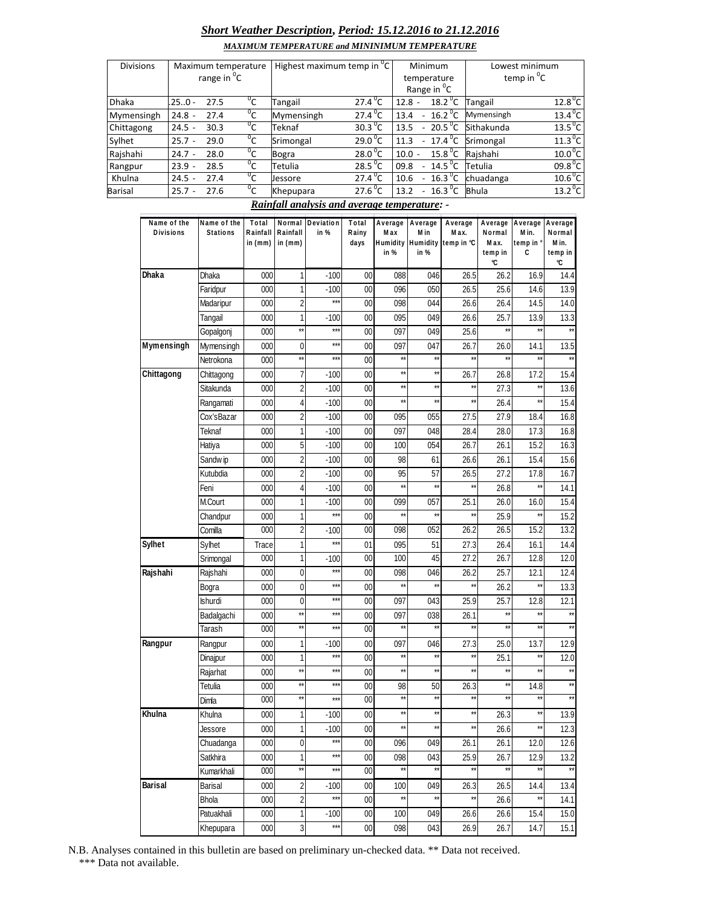## *Short Weather Description, Period: 15.12.2016 to 21.12.2016*

### *MAXIMUM TEMPERATURE and MININIMUM TEMPERATURE*

| Divisions | Maximum temperature range in $^0$C | Highest maximum temp in $^0$C | | Minimum temperature Range in $^0$C | Lowest minimum temp in $^0$C | |
|---|---|---|---|---|---|---|
| Dhaka | .25..0 - 27.5 $^0$C | Tangail | 27.4 $^0$C | 12.8 - 18.2 $^0$C | Tangail | 12.8 $^0$C |
| Mymensingh | 24.8 - 27.4 $^0$C | Mymensingh | 27.4 $^0$C | 13.4 - 16.2 $^0$C | Mymensingh | 13.4 $^0$C |
| Chittagong | 24.5 - 30.3 $^0$C | Teknaf | 30.3 $^0$C | 13.5 - 20.5 $^0$C | Sithakunda | 13.5 $^0$C |
| Sylhet | 25.7 - 29.0 $^0$C | Srimongal | 29.0 $^0$C | 11.3 - 17.4 $^0$C | Srimongal | 11.3 $^0$C |
| Rajshahi | 24.7 - 28.0 $^0$C | Bogra | 28.0 $^0$C | 10.0 - 15.8 $^0$C | Rajshahi | 10.0 $^0$C |
| Rangpur | 23.9 - 28.5 $^0$C | Tetulia | 28.5 $^0$C | 09.8 - 14.5 $^0$C | Tetulia | 09.8 $^0$C |
| Khulna | 24.5 - 27.4 $^0$C | Jessore | 27.4 $^0$C | 10.6 - 16.3 $^0$C | chuadanga | 10.6 $^0$C |
| Barisal | 25.7 - 27.6 $^0$C | Khepupara | 27.6 $^0$C | 13.2 - 16.3 $^0$C | Bhula | 13.2 $^0$C |

### *Rainfall analysis and average temperature: -*

| Name of the Divisions | Name of the Stations | Total Rainfall in (mm) | Normal Rainfall in (mm) | Deviation in % | Total Rainy days | Average Max Humidity in % | Average Min Humidity in % | Average Max. temp in ℃ | Average Normal Max. temp in ℃ | Average Min. temp in ℃ | Average Normal Min. temp in ℃ |
|---|---|---|---|---|---|---|---|---|---|---|---|
| Dhaka | Dhaka | 000 | 1 | -100 | 00 | 088 | 046 | 26.5 | 26.2 | 16.9 | 14.4 |
| | Faridpur | 000 | 1 | -100 | 00 | 096 | 050 | 26.5 | 25.6 | 14.6 | 13.9 |
| | Madaripur | 000 | 2 | *** | 00 | 098 | 044 | 26.6 | 26.4 | 14.5 | 14.0 |
| | Tangail | 000 | 1 | -100 | 00 | 095 | 049 | 26.6 | 25.7 | 13.9 | 13.3 |
| | Gopalgonj | 000 | ** | *** | 00 | 097 | 049 | 25.6 | ** | ** | ** |
| Mymensingh | Mymensingh | 000 | 0 | *** | 00 | 097 | 047 | 26.7 | 26.0 | 14.1 | 13.5 |
| | Netrokona | 000 | ** | *** | 00 | ** | ** | ** | ** | ** | ** |
| Chittagong | Chittagong | 000 | 7 | -100 | 00 | ** | ** | 26.7 | 26.8 | 17.2 | 15.4 |
| | Sitakunda | 000 | 2 | -100 | 00 | ** | ** | ** | 27.3 | ** | 13.6 |
| | Rangamati | 000 | 4 | -100 | 00 | ** | ** | ** | 26.4 | ** | 15.4 |
| | Cox'sBazar | 000 | 2 | -100 | 00 | 095 | 055 | 27.5 | 27.9 | 18.4 | 16.8 |
| | Teknaf | 000 | 1 | -100 | 00 | 097 | 048 | 28.4 | 28.0 | 17.3 | 16.8 |
| | Hatiya | 000 | 5 | -100 | 00 | 100 | 054 | 26.7 | 26.1 | 15.2 | 16.3 |
| | Sandwip | 000 | 2 | -100 | 00 | 98 | 61 | 26.6 | 26.1 | 15.4 | 15.6 |
| | Kutubdia | 000 | 2 | -100 | 00 | 95 | 57 | 26.5 | 27.2 | 17.8 | 16.7 |
| | Feni | 000 | 4 | -100 | 00 | ** | ** | ** | 26.8 | ** | 14.1 |
| | M.Court | 000 | 1 | -100 | 00 | 099 | 057 | 25.1 | 26.0 | 16.0 | 15.4 |
| | Chandpur | 000 | 1 | *** | 00 | ** | ** | ** | 25.9 | ** | 15.2 |
| | Comilla | 000 | 2 | -100 | 00 | 098 | 052 | 26.2 | 26.5 | 15.2 | 13.2 |
| Sylhet | Sylhet | Trace | 1 | *** | 01 | 095 | 51 | 27.3 | 26.4 | 16.1 | 14.4 |
| | Srimongal | 000 | 1 | -100 | 00 | 100 | 45 | 27.2 | 26.7 | 12.8 | 12.0 |
| Rajshahi | Rajshahi | 000 | 0 | *** | 00 | 098 | 046 | 26.2 | 25.7 | 12.1 | 12.4 |
| | Bogra | 000 | 0 | *** | 00 | ** | ** | ** | 26.2 | ** | 13.3 |
| | Ishurdi | 000 | 0 | *** | 00 | 097 | 043 | 25.9 | 25.7 | 12.8 | 12.1 |
| | Badalgachi | 000 | ** | *** | 00 | 097 | 038 | 26.1 | ** | ** | ** |
| | Tarash | 000 | ** | *** | 00 | ** | ** | ** | ** | ** | ** |
| Rangpur | Rangpur | 000 | 1 | -100 | 00 | 097 | 046 | 27.3 | 25.0 | 13.7 | 12.9 |
| | Dinajpur | 000 | 1 | *** | 00 | ** | ** | ** | 25.1 | ** | 12.0 |
| | Rajarhat | 000 | ** | *** | 00 | ** | ** | ** | ** | ** | ** |
| | Tetulia | 000 | ** | *** | 00 | 98 | 50 | 26.3 | ** | 14.8 | ** |
| | Dimla | 000 | ** | *** | 00 | ** | ** | ** | ** | ** | ** |
| Khulna | Khulna | 000 | 1 | -100 | 00 | ** | ** | ** | 26.3 | ** | 13.9 |
| | Jessore | 000 | 1 | -100 | 00 | ** | ** | ** | 26.6 | ** | 12.3 |
| | Chuadanga | 000 | 0 | *** | 00 | 096 | 049 | 26.1 | 26.1 | 12.0 | 12.6 |
| | Satkhira | 000 | 1 | *** | 00 | 098 | 043 | 25.9 | 26.7 | 12.9 | 13.2 |
| | Kumarkhali | 000 | ** | *** | 00 | ** | ** | ** | ** | ** | ** |
| Barisal | Barisal | 000 | 2 | -100 | 00 | 100 | 049 | 26.3 | 26.5 | 14.4 | 13.4 |
| | Bhola | 000 | 2 | *** | 00 | ** | ** | ** | 26.6 | ** | 14.1 |
| | Patuakhali | 000 | 1 | -100 | 00 | 100 | 049 | 26.6 | 26.6 | 15.4 | 15.0 |
| | Khepupara | 000 | 3 | *** | 00 | 098 | 043 | 26.9 | 26.7 | 14.7 | 15.1 |

N.B. Analyses contained in this bulletin are based on preliminary un-checked data. ** Data not received.
*** Data not available.